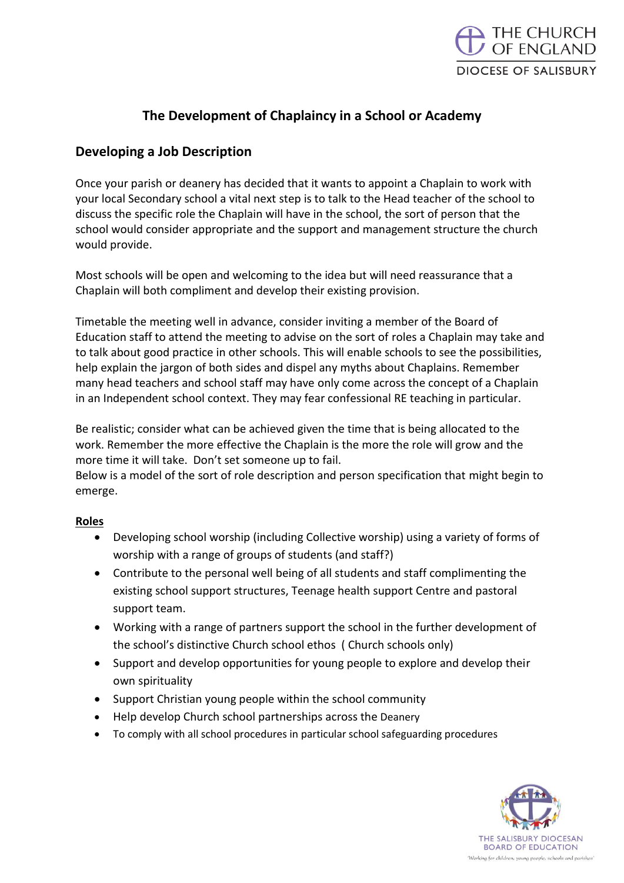# The Development of Chaplaincy in a School or Academy

## Developing a Job Description

Once your parish or deanery has decided that it wants to appoint a Chaplain to work with your local Secondary school a vital next step is to talk to the Head teacher of the school to discuss the specific role the Chaplain will have in the school, the sort of person that the school would consider appropriate and the support and management structure the church would provide.

Most schools will be open and welcoming to the idea but will need reassurance that a Chaplain will both compliment and develop their existing provision.

Timetable the meeting well in advance, consider inviting a member of the Board of Education staff to attend the meeting to advise on the sort of roles a Chaplain may take and to talk about good practice in other schools. This will enable schools to see the possibilities, help explain the jargon of both sides and dispel any myths about Chaplains. Remember many head teachers and school staff may have only come across the concept of a Chaplain in an Independent school context. They may fear confessional RE teaching in particular.

Be realistic; consider what can be achieved given the time that is being allocated to the work. Remember the more effective the Chaplain is the more the role will grow and the more time it will take. Don't set someone up to fail.
Below is a model of the sort of role description and person specification that might begin to emerge.

**Roles**

- Developing school worship (including Collective worship) using a variety of forms of worship with a range of groups of students (and staff?)
- Contribute to the personal well being of all students and staff complimenting the existing school support structures, Teenage health support Centre and pastoral support team.
- Working with a range of partners support the school in the further development of the school's distinctive Church school ethos ( Church schools only)
- Support and develop opportunities for young people to explore and develop their own spirituality
- Support Christian young people within the school community
- Help develop Church school partnerships across the Deanery
- To comply with all school procedures in particular school safeguarding procedures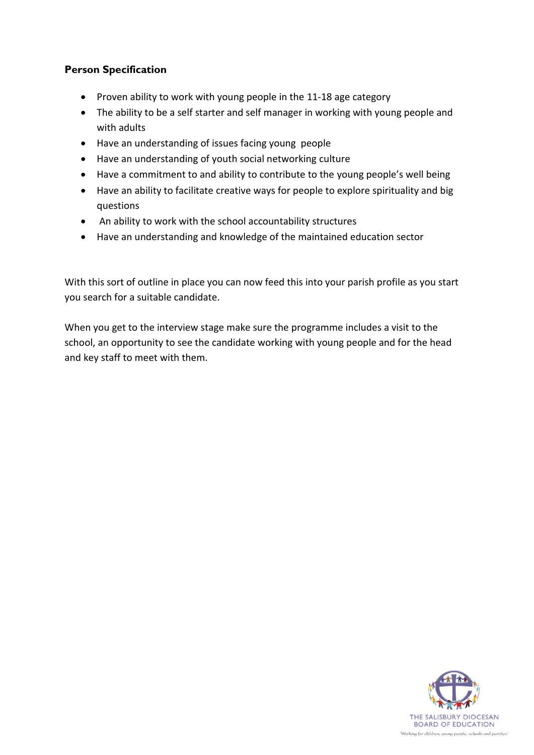**Person Specification**

- Proven ability to work with young people in the 11-18 age category
- The ability to be a self starter and self manager in working with young people and with adults
- Have an understanding of issues facing young people
- Have an understanding of youth social networking culture
- Have a commitment to and ability to contribute to the young people's well being
- Have an ability to facilitate creative ways for people to explore spirituality and big questions
- An ability to work with the school accountability structures
- Have an understanding and knowledge of the maintained education sector

With this sort of outline in place you can now feed this into your parish profile as you start you search for a suitable candidate.

When you get to the interview stage make sure the programme includes a visit to the school, an opportunity to see the candidate working with young people and for the head and key staff to meet with them.